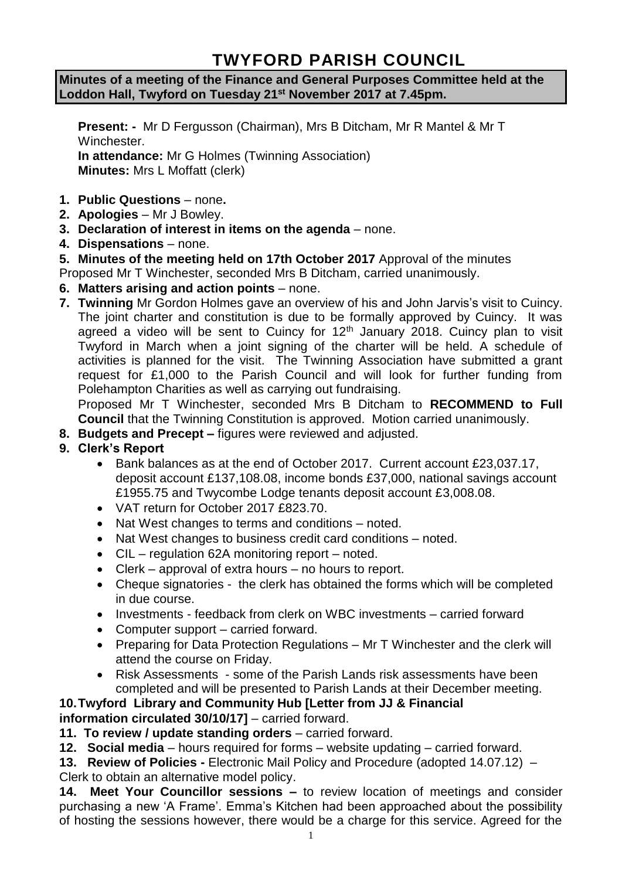# TWYFORD PARISH COUNCIL

**Minutes of a meeting of the Finance and General Purposes Committee held at the Loddon Hall, Twyford on Tuesday 21st November 2017 at 7.45pm.**

**Present: -** Mr D Fergusson (Chairman), Mrs B Ditcham, Mr R Mantel & Mr T Winchester.
**In attendance:** Mr G Holmes (Twinning Association)
**Minutes:** Mrs L Moffatt (clerk)

1. **Public Questions** – none**.**
2. **Apologies** – Mr J Bowley.
3. **Declaration of interest in items on the agenda** – none.
4. **Dispensations** – none.
5. **Minutes of the meeting held on 17th October 2017** Approval of the minutes
Proposed Mr T Winchester, seconded Mrs B Ditcham, carried unanimously.
6. **Matters arising and action points** – none.
7. **Twinning** Mr Gordon Holmes gave an overview of his and John Jarvis's visit to Cuincy. The joint charter and constitution is due to be formally approved by Cuincy. It was agreed a video will be sent to Cuincy for 12th January 2018. Cuincy plan to visit Twyford in March when a joint signing of the charter will be held. A schedule of activities is planned for the visit. The Twinning Association have submitted a grant request for £1,000 to the Parish Council and will look for further funding from Polehampton Charities as well as carrying out fundraising.
Proposed Mr T Winchester, seconded Mrs B Ditcham to **RECOMMEND to Full Council** that the Twinning Constitution is approved. Motion carried unanimously.
8. **Budgets and Precept –** figures were reviewed and adjusted.
9. **Clerk's Report**
   - Bank balances as at the end of October 2017. Current account £23,037.17, deposit account £137,108.08, income bonds £37,000, national savings account £1955.75 and Twycombe Lodge tenants deposit account £3,008.08.
   - VAT return for October 2017 £823.70.
   - Nat West changes to terms and conditions – noted.
   - Nat West changes to business credit card conditions – noted.
   - CIL – regulation 62A monitoring report – noted.
   - Clerk – approval of extra hours – no hours to report.
   - Cheque signatories - the clerk has obtained the forms which will be completed in due course.
   - Investments - feedback from clerk on WBC investments – carried forward
   - Computer support – carried forward.
   - Preparing for Data Protection Regulations – Mr T Winchester and the clerk will attend the course on Friday.
   - Risk Assessments - some of the Parish Lands risk assessments have been completed and will be presented to Parish Lands at their December meeting.
10. **Twyford Library and Community Hub [Letter from JJ & Financial information circulated 30/10/17]** – carried forward.
11. **To review / update standing orders** – carried forward.
12. **Social media** – hours required for forms – website updating – carried forward.
13. **Review of Policies -** Electronic Mail Policy and Procedure (adopted 14.07.12) – Clerk to obtain an alternative model policy.
14. **Meet Your Councillor sessions –** to review location of meetings and consider purchasing a new 'A Frame'. Emma's Kitchen had been approached about the possibility of hosting the sessions however, there would be a charge for this service. Agreed for the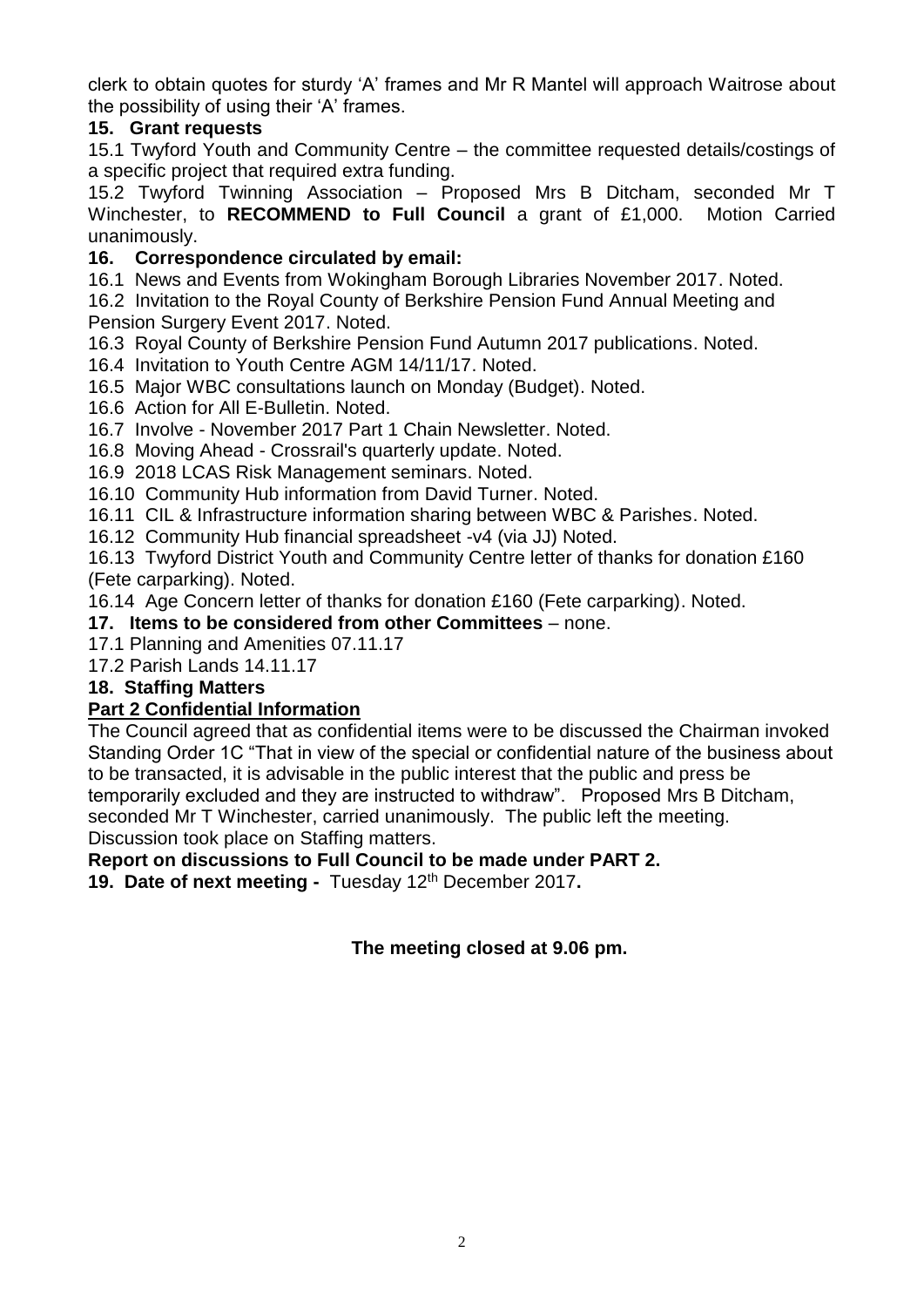clerk to obtain quotes for sturdy 'A' frames and Mr R Mantel will approach Waitrose about the possibility of using their 'A' frames.

**15. Grant requests**

15.1 Twyford Youth and Community Centre – the committee requested details/costings of a specific project that required extra funding.

15.2 Twyford Twinning Association – Proposed Mrs B Ditcham, seconded Mr T Winchester, to **RECOMMEND to Full Council** a grant of £1,000. Motion Carried unanimously.

**16. Correspondence circulated by email:**

16.1 News and Events from Wokingham Borough Libraries November 2017. Noted.

16.2 Invitation to the Royal County of Berkshire Pension Fund Annual Meeting and Pension Surgery Event 2017. Noted.

16.3 Royal County of Berkshire Pension Fund Autumn 2017 publications. Noted.

16.4 Invitation to Youth Centre AGM 14/11/17. Noted.

16.5 Major WBC consultations launch on Monday (Budget). Noted.

16.6 Action for All E-Bulletin. Noted.

16.7 Involve - November 2017 Part 1 Chain Newsletter. Noted.

16.8 Moving Ahead - Crossrail's quarterly update. Noted.

16.9 2018 LCAS Risk Management seminars. Noted.

16.10 Community Hub information from David Turner. Noted.

16.11 CIL & Infrastructure information sharing between WBC & Parishes. Noted.

16.12 Community Hub financial spreadsheet -v4 (via JJ) Noted.

16.13 Twyford District Youth and Community Centre letter of thanks for donation £160 (Fete carparking). Noted.

16.14 Age Concern letter of thanks for donation £160 (Fete carparking). Noted.

**17. Items to be considered from other Committees** – none.

17.1 Planning and Amenities 07.11.17

17.2 Parish Lands 14.11.17

**18. Staffing Matters**

**Part 2 Confidential Information**

The Council agreed that as confidential items were to be discussed the Chairman invoked Standing Order 1C "That in view of the special or confidential nature of the business about to be transacted, it is advisable in the public interest that the public and press be temporarily excluded and they are instructed to withdraw". Proposed Mrs B Ditcham, seconded Mr T Winchester, carried unanimously. The public left the meeting. Discussion took place on Staffing matters.

**Report on discussions to Full Council to be made under PART 2.**

**19. Date of next meeting -** Tuesday 12th December 2017**.**

**The meeting closed at 9.06 pm.**